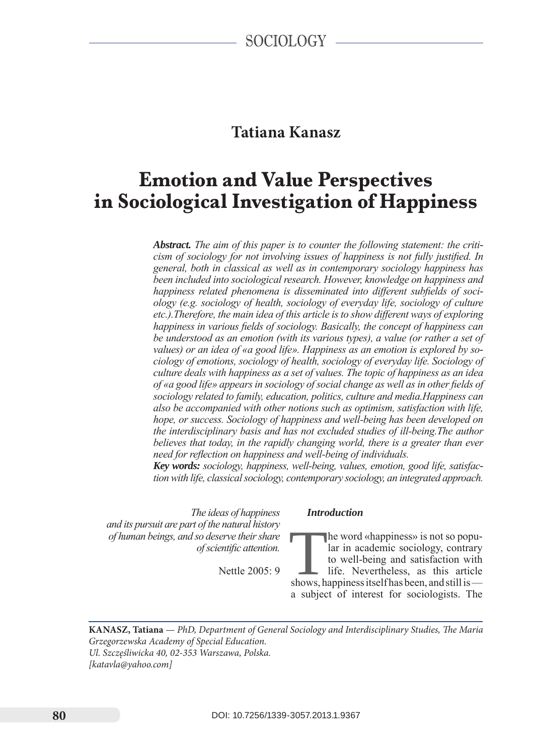Tatiana Kanasz

# Emotion and Value Perspectives in Sociological Investigation of Happiness

***Abstract.*** *The aim of this paper is to counter the following statement: the criticism of sociology for not involving issues of happiness is not fully justified. In general, both in classical as well as in contemporary sociology happiness has been included into sociological research. However, knowledge on happiness and happiness related phenomena is disseminated into different subfields of sociology (e.g. sociology of health, sociology of everyday life, sociology of culture etc.).Therefore, the main idea of this article is to show different ways of exploring happiness in various fields of sociology. Basically, the concept of happiness can be understood as an emotion (with its various types), a value (or rather a set of values) or an idea of «a good life». Happiness as an emotion is explored by sociology of emotions, sociology of health, sociology of everyday life. Sociology of culture deals with happiness as a set of values. The topic of happiness as an idea of «a good life» appears in sociology of social change as well as in other fields of sociology related to family, education, politics, culture and media.Happiness can also be accompanied with other notions such as optimism, satisfaction with life, hope, or success. Sociology of happiness and well-being has been developed on the interdisciplinary basis and has not excluded studies of ill-being.The author believes that today, in the rapidly changing world, there is a greater than ever need for reflection on happiness and well-being of individuals.*

***Key words:*** *sociology, happiness, well-being, values, emotion, good life, satisfaction with life, classical sociology, contemporary sociology, an integrated approach.*

*The ideas of happiness and its pursuit are part of the natural history of human beings, and so deserve their share of scientific attention.*

Nettle 2005: 9

### *Introduction*

The word «happiness» is not so popular in academic sociology, contrary to well-being and satisfaction with life. Nevertheless, as this article shows, happiness itself has been, and still is — a subject of interest for sociologists. The

**KANASZ, Tatiana** — *PhD, Department of General Sociology and Interdisciplinary Studies, The Maria Grzegorzewska Academy of Special Education.*
*Ul. Szczęśliwicka 40, 02-353 Warszawa, Polska.*
*[katavla@yahoo.com]*

DOI: 10.7256/1339-3057.2013.1.9367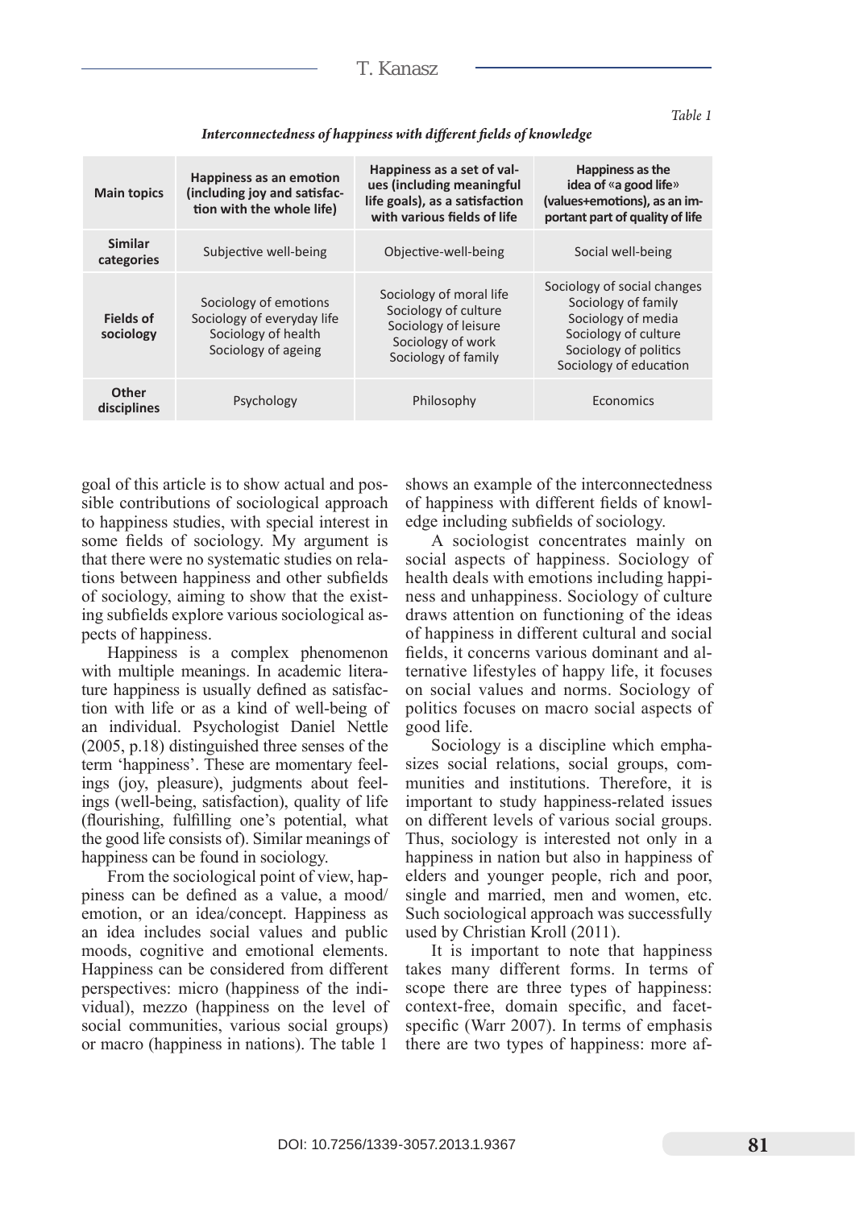Table 1

*Interconnectedness of happiness with different fields of knowledge*

| Main topics | Happiness as an emotion (including joy and satisfaction with the whole life) | Happiness as a set of values (including meaningful life goals), as a satisfaction with various fields of life | Happiness as the idea of «a good life» (values+emotions), as an important part of quality of life |
|---|---|---|---|
| Similar categories | Subjective well-being | Objective-well-being | Social well-being |
| Fields of sociology | Sociology of emotions<br>Sociology of everyday life<br>Sociology of health<br>Sociology of ageing | Sociology of moral life<br>Sociology of culture<br>Sociology of leisure<br>Sociology of work<br>Sociology of family | Sociology of social changes<br>Sociology of family<br>Sociology of media<br>Sociology of culture<br>Sociology of politics<br>Sociology of education |
| Other disciplines | Psychology | Philosophy | Economics |

goal of this article is to show actual and possible contributions of sociological approach to happiness studies, with special interest in some fields of sociology. My argument is that there were no systematic studies on relations between happiness and other subfields of sociology, aiming to show that the existing subfields explore various sociological aspects of happiness.

Happiness is a complex phenomenon with multiple meanings. In academic literature happiness is usually defined as satisfaction with life or as a kind of well-being of an individual. Psychologist Daniel Nettle (2005, p.18) distinguished three senses of the term 'happiness'. These are momentary feelings (joy, pleasure), judgments about feelings (well-being, satisfaction), quality of life (flourishing, fulfilling one's potential, what the good life consists of). Similar meanings of happiness can be found in sociology.

From the sociological point of view, happiness can be defined as a value, a mood/emotion, or an idea/concept. Happiness as an idea includes social values and public moods, cognitive and emotional elements. Happiness can be considered from different perspectives: micro (happiness of the individual), mezzo (happiness on the level of social communities, various social groups) or macro (happiness in nations). The table 1 shows an example of the interconnectedness of happiness with different fields of knowledge including subfields of sociology.

A sociologist concentrates mainly on social aspects of happiness. Sociology of health deals with emotions including happiness and unhappiness. Sociology of culture draws attention on functioning of the ideas of happiness in different cultural and social fields, it concerns various dominant and alternative lifestyles of happy life, it focuses on social values and norms. Sociology of politics focuses on macro social aspects of good life.

Sociology is a discipline which emphasizes social relations, social groups, communities and institutions. Therefore, it is important to study happiness-related issues on different levels of various social groups. Thus, sociology is interested not only in a happiness in nation but also in happiness of elders and younger people, rich and poor, single and married, men and women, etc. Such sociological approach was successfully used by Christian Kroll (2011).

It is important to note that happiness takes many different forms. In terms of scope there are three types of happiness: context-free, domain specific, and facet-specific (Warr 2007). In terms of emphasis there are two types of happiness: more af-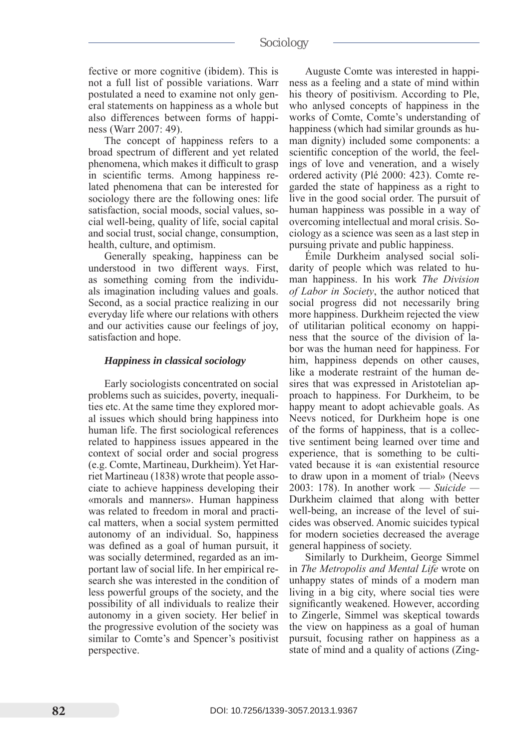fective or more cognitive (ibidem). This is not a full list of possible variations. Warr postulated a need to examine not only general statements on happiness as a whole but also differences between forms of happiness (Warr 2007: 49).

The concept of happiness refers to a broad spectrum of different and yet related phenomena, which makes it difficult to grasp in scientific terms. Among happiness related phenomena that can be interested for sociology there are the following ones: life satisfaction, social moods, social values, social well-being, quality of life, social capital and social trust, social change, consumption, health, culture, and optimism.

Generally speaking, happiness can be understood in two different ways. First, as something coming from the individuals imagination including values and goals. Second, as a social practice realizing in our everyday life where our relations with others and our activities cause our feelings of joy, satisfaction and hope.

### *Happiness in classical sociology*

Early sociologists concentrated on social problems such as suicides, poverty, inequalities etc. At the same time they explored moral issues which should bring happiness into human life. The first sociological references related to happiness issues appeared in the context of social order and social progress (e.g. Comte, Martineau, Durkheim). Yet Harriet Martineau (1838) wrote that people associate to achieve happiness developing their «morals and manners». Human happiness was related to freedom in moral and practical matters, when a social system permitted autonomy of an individual. So, happiness was defined as a goal of human pursuit, it was socially determined, regarded as an important law of social life. In her empirical research she was interested in the condition of less powerful groups of the society, and the possibility of all individuals to realize their autonomy in a given society. Her belief in the progressive evolution of the society was similar to Comte's and Spencer's positivist perspective.

Auguste Comte was interested in happiness as a feeling and a state of mind within his theory of positivism. According to Ple, who anlysed concepts of happiness in the works of Comte, Comte's understanding of happiness (which had similar grounds as human dignity) included some components: a scientific conception of the world, the feelings of love and veneration, and a wisely ordered activity (Plé 2000: 423). Comte regarded the state of happiness as a right to live in the good social order. The pursuit of human happiness was possible in a way of overcoming intellectual and moral crisis. Sociology as a science was seen as a last step in pursuing private and public happiness.

Émile Durkheim analysed social solidarity of people which was related to human happiness. In his work *The Division of Labor in Society*, the author noticed that social progress did not necessarily bring more happiness. Durkheim rejected the view of utilitarian political economy on happiness that the source of the division of labor was the human need for happiness. For him, happiness depends on other causes, like a moderate restraint of the human desires that was expressed in Aristotelian approach to happiness. For Durkheim, to be happy meant to adopt achievable goals. As Neevs noticed, for Durkheim hope is one of the forms of happiness, that is a collective sentiment being learned over time and experience, that is something to be cultivated because it is «an existential resource to draw upon in a moment of trial» (Neevs 2003: 178). In another work — *Suicide* — Durkheim claimed that along with better well-being, an increase of the level of suicides was observed. Anomic suicides typical for modern societies decreased the average general happiness of society.

Similarly to Durkheim, George Simmel in *The Metropolis and Mental Life* wrote on unhappy states of minds of a modern man living in a big city, where social ties were significantly weakened. However, according to Zingerle, Simmel was skeptical towards the view on happiness as a goal of human pursuit, focusing rather on happiness as a state of mind and a quality of actions (Zing-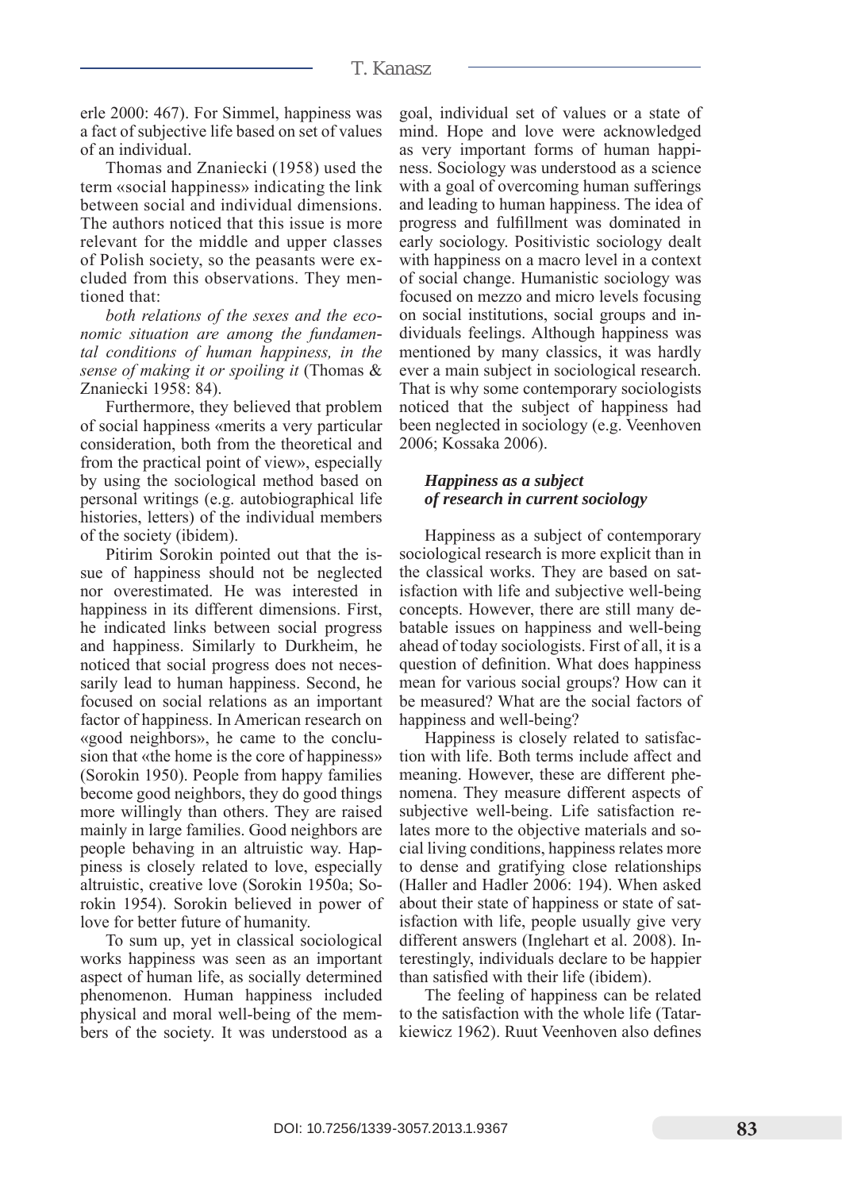erle 2000: 467). For Simmel, happiness was a fact of subjective life based on set of values of an individual.

Thomas and Znaniecki (1958) used the term «social happiness» indicating the link between social and individual dimensions. The authors noticed that this issue is more relevant for the middle and upper classes of Polish society, so the peasants were excluded from this observations. They mentioned that:

*both relations of the sexes and the economic situation are among the fundamental conditions of human happiness, in the sense of making it or spoiling it* (Thomas & Znaniecki 1958: 84).

Furthermore, they believed that problem of social happiness «merits a very particular consideration, both from the theoretical and from the practical point of view», especially by using the sociological method based on personal writings (e.g. autobiographical life histories, letters) of the individual members of the society (ibidem).

Pitirim Sorokin pointed out that the issue of happiness should not be neglected nor overestimated. He was interested in happiness in its different dimensions. First, he indicated links between social progress and happiness. Similarly to Durkheim, he noticed that social progress does not necessarily lead to human happiness. Second, he focused on social relations as an important factor of happiness. In American research on «good neighbors», he came to the conclusion that «the home is the core of happiness» (Sorokin 1950). People from happy families become good neighbors, they do good things more willingly than others. They are raised mainly in large families. Good neighbors are people behaving in an altruistic way. Happiness is closely related to love, especially altruistic, creative love (Sorokin 1950a; Sorokin 1954). Sorokin believed in power of love for better future of humanity.

To sum up, yet in classical sociological works happiness was seen as an important aspect of human life, as socially determined phenomenon. Human happiness included physical and moral well-being of the members of the society. It was understood as a goal, individual set of values or a state of mind. Hope and love were acknowledged as very important forms of human happiness. Sociology was understood as a science with a goal of overcoming human sufferings and leading to human happiness. The idea of progress and fulfillment was dominated in early sociology. Positivistic sociology dealt with happiness on a macro level in a context of social change. Humanistic sociology was focused on mezzo and micro levels focusing on social institutions, social groups and individuals feelings. Although happiness was mentioned by many classics, it was hardly ever a main subject in sociological research. That is why some contemporary sociologists noticed that the subject of happiness had been neglected in sociology (e.g. Veenhoven 2006; Kossaka 2006).

### *Happiness as a subject of research in current sociology*

Happiness as a subject of contemporary sociological research is more explicit than in the classical works. They are based on satisfaction with life and subjective well-being concepts. However, there are still many debatable issues on happiness and well-being ahead of today sociologists. First of all, it is a question of definition. What does happiness mean for various social groups? How can it be measured? What are the social factors of happiness and well-being?

Happiness is closely related to satisfaction with life. Both terms include affect and meaning. However, these are different phenomena. They measure different aspects of subjective well-being. Life satisfaction relates more to the objective materials and social living conditions, happiness relates more to dense and gratifying close relationships (Haller and Hadler 2006: 194). When asked about their state of happiness or state of satisfaction with life, people usually give very different answers (Inglehart et al. 2008). Interestingly, individuals declare to be happier than satisfied with their life (ibidem).

The feeling of happiness can be related to the satisfaction with the whole life (Tatarkiewicz 1962). Ruut Veenhoven also defines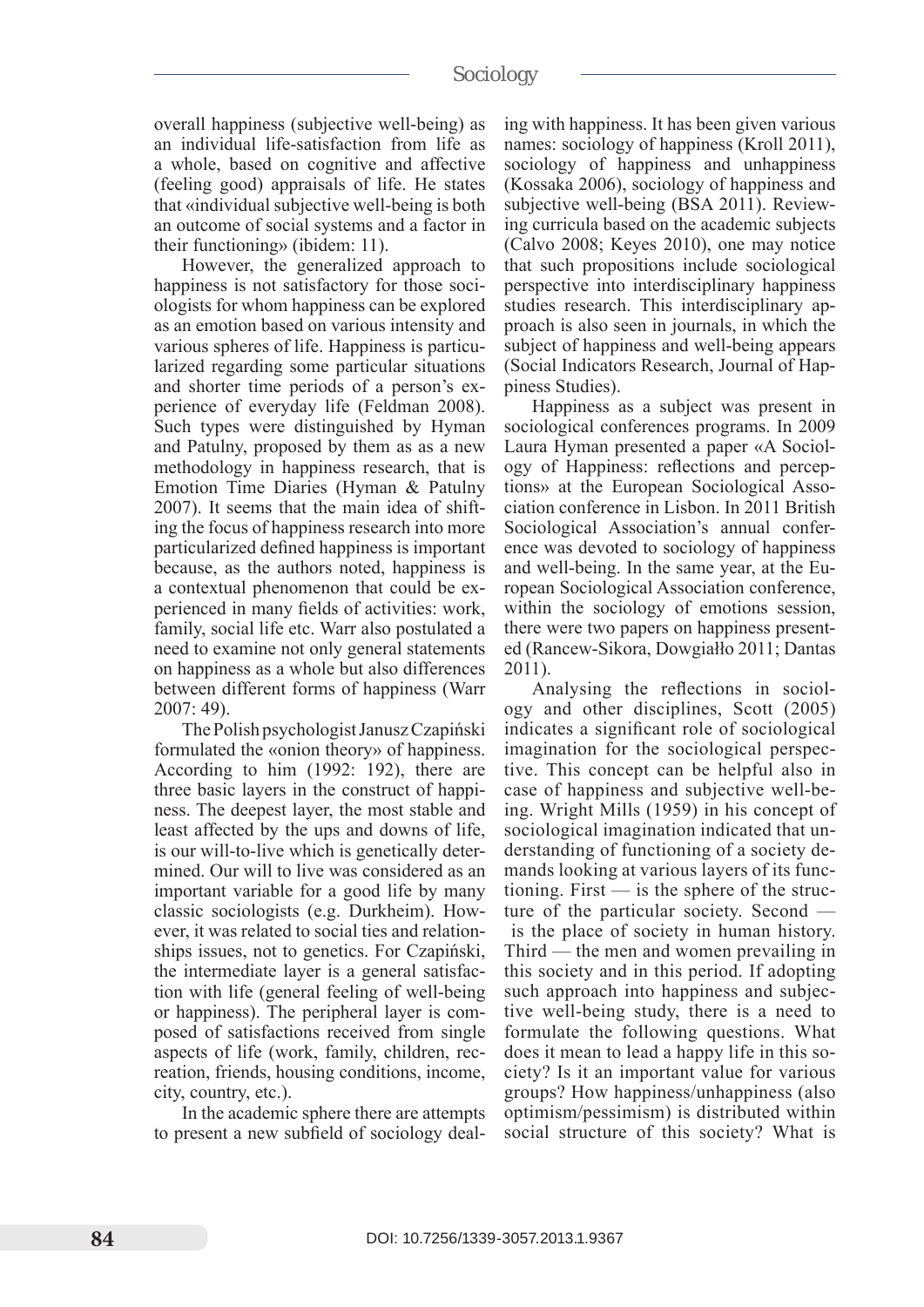overall happiness (subjective well-being) as an individual life-satisfaction from life as a whole, based on cognitive and affective (feeling good) appraisals of life. He states that «individual subjective well-being is both an outcome of social systems and a factor in their functioning» (ibidem: 11).

However, the generalized approach to happiness is not satisfactory for those sociologists for whom happiness can be explored as an emotion based on various intensity and various spheres of life. Happiness is particularized regarding some particular situations and shorter time periods of a person's experience of everyday life (Feldman 2008). Such types were distinguished by Hyman and Patulny, proposed by them as as a new methodology in happiness research, that is Emotion Time Diaries (Hyman & Patulny 2007). It seems that the main idea of shifting the focus of happiness research into more particularized defined happiness is important because, as the authors noted, happiness is a contextual phenomenon that could be experienced in many fields of activities: work, family, social life etc. Warr also postulated a need to examine not only general statements on happiness as a whole but also differences between different forms of happiness (Warr 2007: 49).

The Polish psychologist Janusz Czapiński formulated the «onion theory» of happiness. According to him (1992: 192), there are three basic layers in the construct of happiness. The deepest layer, the most stable and least affected by the ups and downs of life, is our will-to-live which is genetically determined. Our will to live was considered as an important variable for a good life by many classic sociologists (e.g. Durkheim). However, it was related to social ties and relationships issues, not to genetics. For Czapiński, the intermediate layer is a general satisfaction with life (general feeling of well-being or happiness). The peripheral layer is composed of satisfactions received from single aspects of life (work, family, children, recreation, friends, housing conditions, income, city, country, etc.).

In the academic sphere there are attempts to present a new subfield of sociology dealing with happiness. It has been given various names: sociology of happiness (Kroll 2011), sociology of happiness and unhappiness (Kossaka 2006), sociology of happiness and subjective well-being (BSA 2011). Reviewing curricula based on the academic subjects (Calvo 2008; Keyes 2010), one may notice that such propositions include sociological perspective into interdisciplinary happiness studies research. This interdisciplinary approach is also seen in journals, in which the subject of happiness and well-being appears (Social Indicators Research, Journal of Happiness Studies).

Happiness as a subject was present in sociological conferences programs. In 2009 Laura Hyman presented a paper «A Sociology of Happiness: reflections and perceptions» at the European Sociological Association conference in Lisbon. In 2011 British Sociological Association's annual conference was devoted to sociology of happiness and well-being. In the same year, at the European Sociological Association conference, within the sociology of emotions session, there were two papers on happiness presented (Rancew-Sikora, Dowgiałło 2011; Dantas 2011).

Analysing the reflections in sociology and other disciplines, Scott (2005) indicates a significant role of sociological imagination for the sociological perspective. This concept can be helpful also in case of happiness and subjective well-being. Wright Mills (1959) in his concept of sociological imagination indicated that understanding of functioning of a society demands looking at various layers of its functioning. First — is the sphere of the structure of the particular society. Second — is the place of society in human history. Third — the men and women prevailing in this society and in this period. If adopting such approach into happiness and subjective well-being study, there is a need to formulate the following questions. What does it mean to lead a happy life in this society? Is it an important value for various groups? How happiness/unhappiness (also optimism/pessimism) is distributed within social structure of this society? What is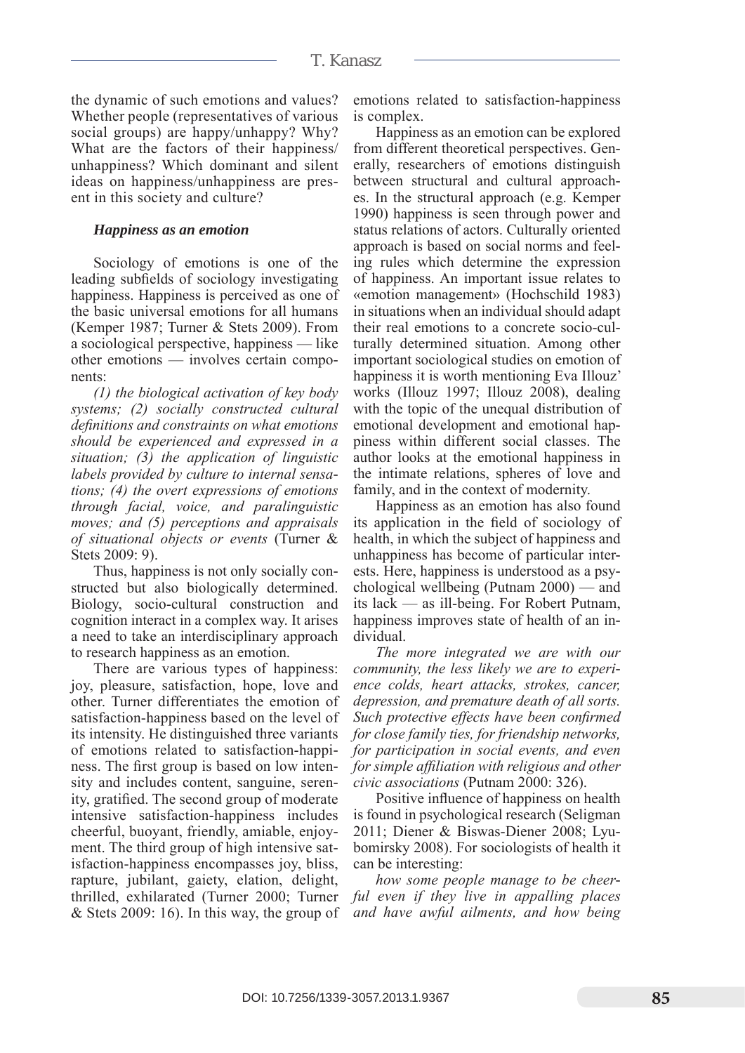the dynamic of such emotions and values? Whether people (representatives of various social groups) are happy/unhappy? Why? What are the factors of their happiness/ unhappiness? Which dominant and silent ideas on happiness/unhappiness are present in this society and culture?

### *Happiness as an emotion*

Sociology of emotions is one of the leading subfields of sociology investigating happiness. Happiness is perceived as one of the basic universal emotions for all humans (Kemper 1987; Turner & Stets 2009). From a sociological perspective, happiness — like other emotions — involves certain components:

*(1) the biological activation of key body systems; (2) socially constructed cultural definitions and constraints on what emotions should be experienced and expressed in a situation; (3) the application of linguistic labels provided by culture to internal sensations; (4) the overt expressions of emotions through facial, voice, and paralinguistic moves; and (5) perceptions and appraisals of situational objects or events* (Turner & Stets 2009: 9).

Thus, happiness is not only socially constructed but also biologically determined. Biology, socio-cultural construction and cognition interact in a complex way. It arises a need to take an interdisciplinary approach to research happiness as an emotion.

There are various types of happiness: joy, pleasure, satisfaction, hope, love and other. Turner differentiates the emotion of satisfaction-happiness based on the level of its intensity. He distinguished three variants of emotions related to satisfaction-happiness. The first group is based on low intensity and includes content, sanguine, serenity, gratified. The second group of moderate intensive satisfaction-happiness includes cheerful, buoyant, friendly, amiable, enjoyment. The third group of high intensive satisfaction-happiness encompasses joy, bliss, rapture, jubilant, gaiety, elation, delight, thrilled, exhilarated (Turner 2000; Turner & Stets 2009: 16). In this way, the group of emotions related to satisfaction-happiness is complex.

Happiness as an emotion can be explored from different theoretical perspectives. Generally, researchers of emotions distinguish between structural and cultural approaches. In the structural approach (e.g. Kemper 1990) happiness is seen through power and status relations of actors. Culturally oriented approach is based on social norms and feeling rules which determine the expression of happiness. An important issue relates to «emotion management» (Hochschild 1983) in situations when an individual should adapt their real emotions to a concrete socio-culturally determined situation. Among other important sociological studies on emotion of happiness it is worth mentioning Eva Illouz' works (Illouz 1997; Illouz 2008), dealing with the topic of the unequal distribution of emotional development and emotional happiness within different social classes. The author looks at the emotional happiness in the intimate relations, spheres of love and family, and in the context of modernity.

Happiness as an emotion has also found its application in the field of sociology of health, in which the subject of happiness and unhappiness has become of particular interests. Here, happiness is understood as a psychological wellbeing (Putnam 2000) — and its lack — as ill-being. For Robert Putnam, happiness improves state of health of an individual.

*The more integrated we are with our community, the less likely we are to experience colds, heart attacks, strokes, cancer, depression, and premature death of all sorts. Such protective effects have been confirmed for close family ties, for friendship networks, for participation in social events, and even for simple affiliation with religious and other civic associations* (Putnam 2000: 326).

Positive influence of happiness on health is found in psychological research (Seligman 2011; Diener & Biswas-Diener 2008; Lyubomirsky 2008). For sociologists of health it can be interesting:

*how some people manage to be cheerful even if they live in appalling places and have awful ailments, and how being*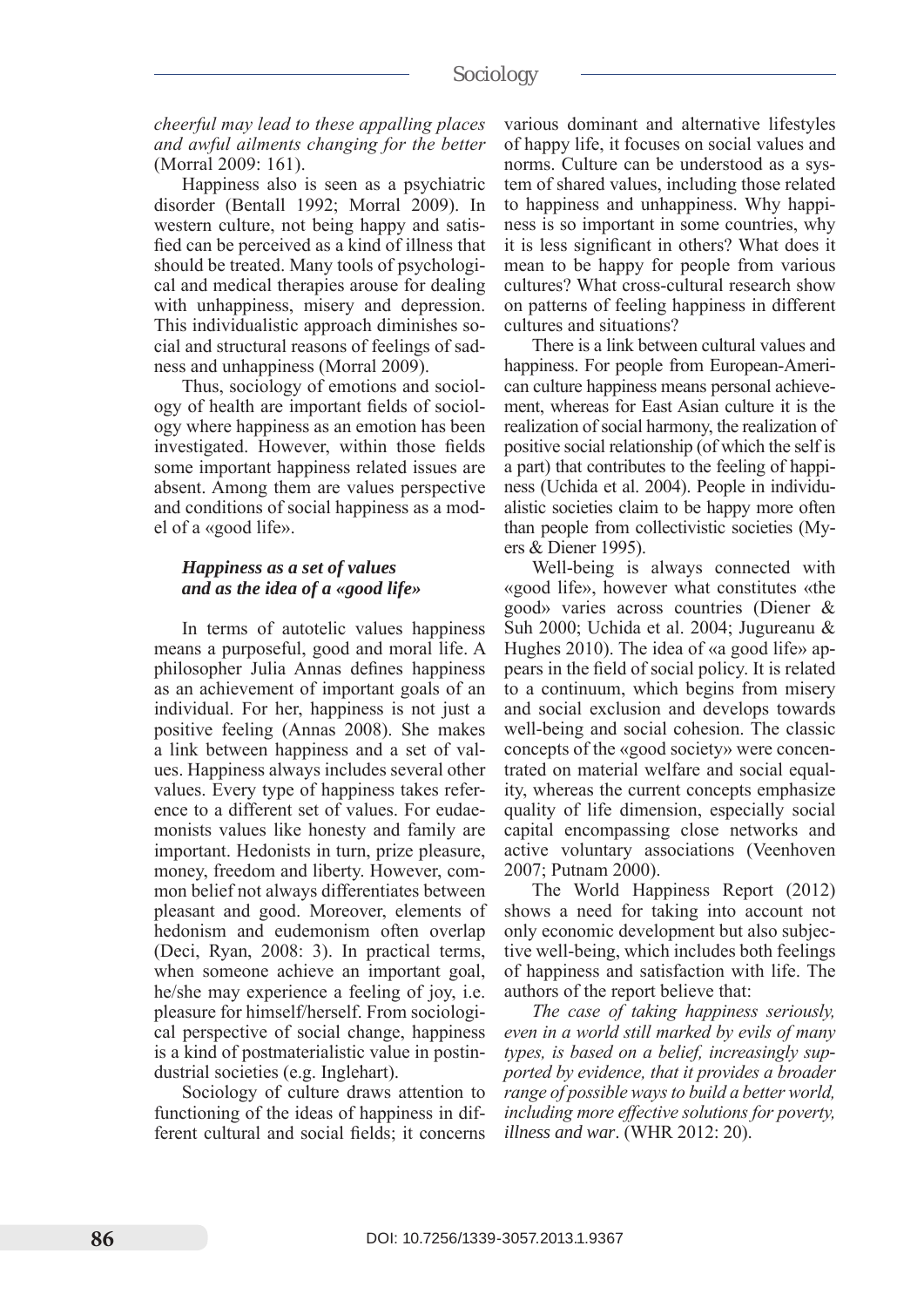*cheerful may lead to these appalling places and awful ailments changing for the better* (Morral 2009: 161).

Happiness also is seen as a psychiatric disorder (Bentall 1992; Morral 2009). In western culture, not being happy and satisfied can be perceived as a kind of illness that should be treated. Many tools of psychological and medical therapies arouse for dealing with unhappiness, misery and depression. This individualistic approach diminishes social and structural reasons of feelings of sadness and unhappiness (Morral 2009).

Thus, sociology of emotions and sociology of health are important fields of sociology where happiness as an emotion has been investigated. However, within those fields some important happiness related issues are absent. Among them are values perspective and conditions of social happiness as a model of a «good life».

### *Happiness as a set of values and as the idea of a «good life»*

In terms of autotelic values happiness means a purposeful, good and moral life. A philosopher Julia Annas defines happiness as an achievement of important goals of an individual. For her, happiness is not just a positive feeling (Annas 2008). She makes a link between happiness and a set of values. Happiness always includes several other values. Every type of happiness takes reference to a different set of values. For eudaemonists values like honesty and family are important. Hedonists in turn, prize pleasure, money, freedom and liberty. However, common belief not always differentiates between pleasant and good. Moreover, elements of hedonism and eudemonism often overlap (Deci, Ryan, 2008: 3). In practical terms, when someone achieve an important goal, he/she may experience a feeling of joy, i.e. pleasure for himself/herself. From sociological perspective of social change, happiness is a kind of postmaterialistic value in postindustrial societies (e.g. Inglehart).

Sociology of culture draws attention to functioning of the ideas of happiness in different cultural and social fields; it concerns various dominant and alternative lifestyles of happy life, it focuses on social values and norms. Culture can be understood as a system of shared values, including those related to happiness and unhappiness. Why happiness is so important in some countries, why it is less significant in others? What does it mean to be happy for people from various cultures? What cross-cultural research show on patterns of feeling happiness in different cultures and situations?

There is a link between cultural values and happiness. For people from European-American culture happiness means personal achievement, whereas for East Asian culture it is the realization of social harmony, the realization of positive social relationship (of which the self is a part) that contributes to the feeling of happiness (Uchida et al. 2004). People in individualistic societies claim to be happy more often than people from collectivistic societies (Myers & Diener 1995).

Well-being is always connected with «good life», however what constitutes «the good» varies across countries (Diener & Suh 2000; Uchida et al. 2004; Jugureanu & Hughes 2010). The idea of «a good life» appears in the field of social policy. It is related to a continuum, which begins from misery and social exclusion and develops towards well-being and social cohesion. The classic concepts of the «good society» were concentrated on material welfare and social equality, whereas the current concepts emphasize quality of life dimension, especially social capital encompassing close networks and active voluntary associations (Veenhoven 2007; Putnam 2000).

The World Happiness Report (2012) shows a need for taking into account not only economic development but also subjective well-being, which includes both feelings of happiness and satisfaction with life. The authors of the report believe that:

*The case of taking happiness seriously, even in a world still marked by evils of many types, is based on a belief, increasingly supported by evidence, that it provides a broader range of possible ways to build a better world, including more effective solutions for poverty, illness and war*. (WHR 2012: 20).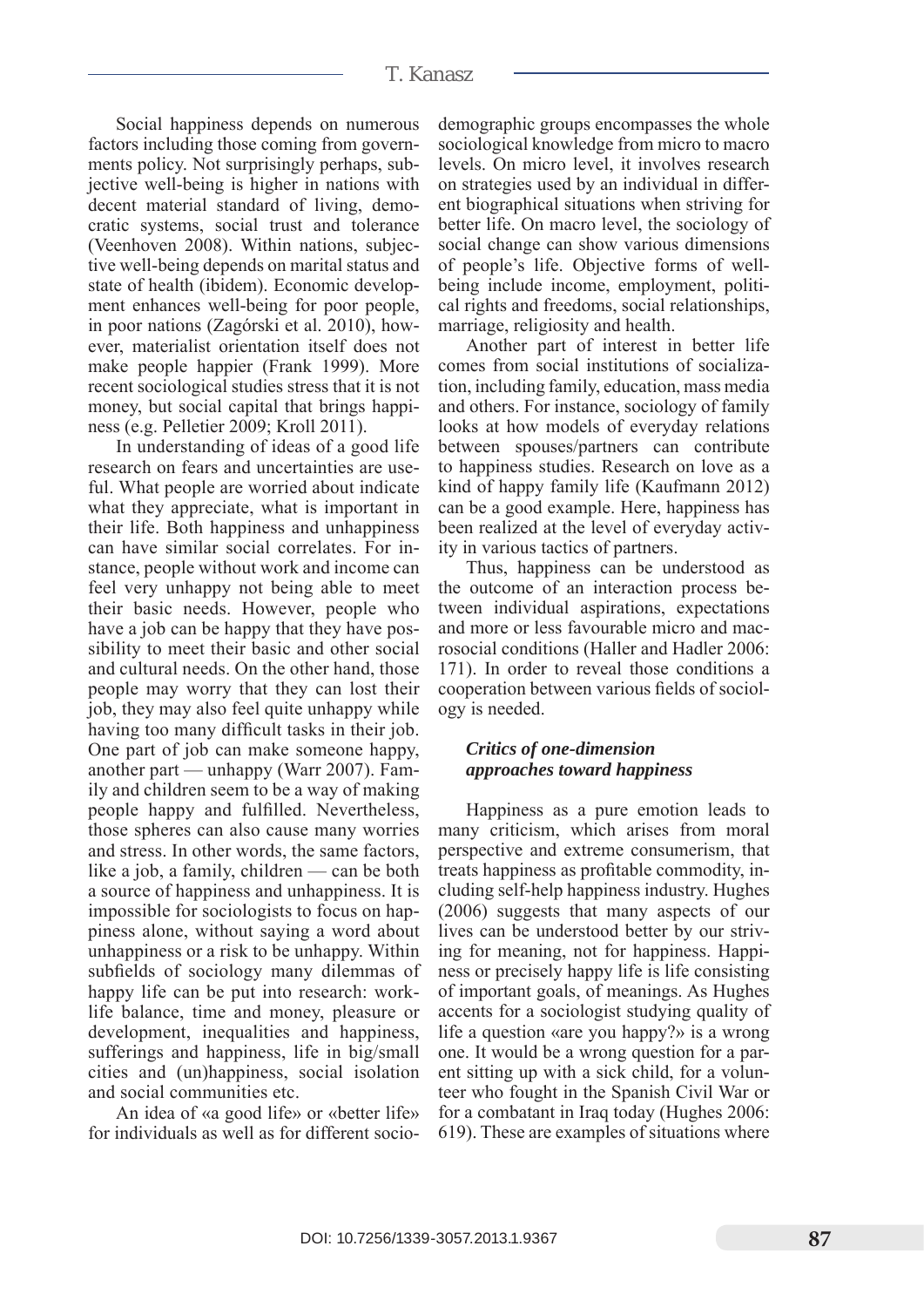Social happiness depends on numerous factors including those coming from governments policy. Not surprisingly perhaps, subjective well-being is higher in nations with decent material standard of living, democratic systems, social trust and tolerance (Veenhoven 2008). Within nations, subjective well-being depends on marital status and state of health (ibidem). Economic development enhances well-being for poor people, in poor nations (Zagórski et al. 2010), however, materialist orientation itself does not make people happier (Frank 1999). More recent sociological studies stress that it is not money, but social capital that brings happiness (e.g. Pelletier 2009; Kroll 2011).

In understanding of ideas of a good life research on fears and uncertainties are useful. What people are worried about indicate what they appreciate, what is important in their life. Both happiness and unhappiness can have similar social correlates. For instance, people without work and income can feel very unhappy not being able to meet their basic needs. However, people who have a job can be happy that they have possibility to meet their basic and other social and cultural needs. On the other hand, those people may worry that they can lost their job, they may also feel quite unhappy while having too many difficult tasks in their job. One part of job can make someone happy, another part — unhappy (Warr 2007). Family and children seem to be a way of making people happy and fulfilled. Nevertheless, those spheres can also cause many worries and stress. In other words, the same factors, like a job, a family, children — can be both a source of happiness and unhappiness. It is impossible for sociologists to focus on happiness alone, without saying a word about unhappiness or a risk to be unhappy. Within subfields of sociology many dilemmas of happy life can be put into research: work-life balance, time and money, pleasure or development, inequalities and happiness, sufferings and happiness, life in big/small cities and (un)happiness, social isolation and social communities etc.

An idea of «a good life» or «better life» for individuals as well as for different socio-demographic groups encompasses the whole sociological knowledge from micro to macro levels. On micro level, it involves research on strategies used by an individual in different biographical situations when striving for better life. On macro level, the sociology of social change can show various dimensions of people's life. Objective forms of well-being include income, employment, political rights and freedoms, social relationships, marriage, religiosity and health.

Another part of interest in better life comes from social institutions of socialization, including family, education, mass media and others. For instance, sociology of family looks at how models of everyday relations between spouses/partners can contribute to happiness studies. Research on love as a kind of happy family life (Kaufmann 2012) can be a good example. Here, happiness has been realized at the level of everyday activity in various tactics of partners.

Thus, happiness can be understood as the outcome of an interaction process between individual aspirations, expectations and more or less favourable micro and macrosocial conditions (Haller and Hadler 2006: 171). In order to reveal those conditions a cooperation between various fields of sociology is needed.

### *Critics of one-dimension approaches toward happiness*

Happiness as a pure emotion leads to many criticism, which arises from moral perspective and extreme consumerism, that treats happiness as profitable commodity, including self-help happiness industry. Hughes (2006) suggests that many aspects of our lives can be understood better by our striving for meaning, not for happiness. Happiness or precisely happy life is life consisting of important goals, of meanings. As Hughes accents for a sociologist studying quality of life a question «are you happy?» is a wrong one. It would be a wrong question for a parent sitting up with a sick child, for a volunteer who fought in the Spanish Civil War or for a combatant in Iraq today (Hughes 2006: 619). These are examples of situations where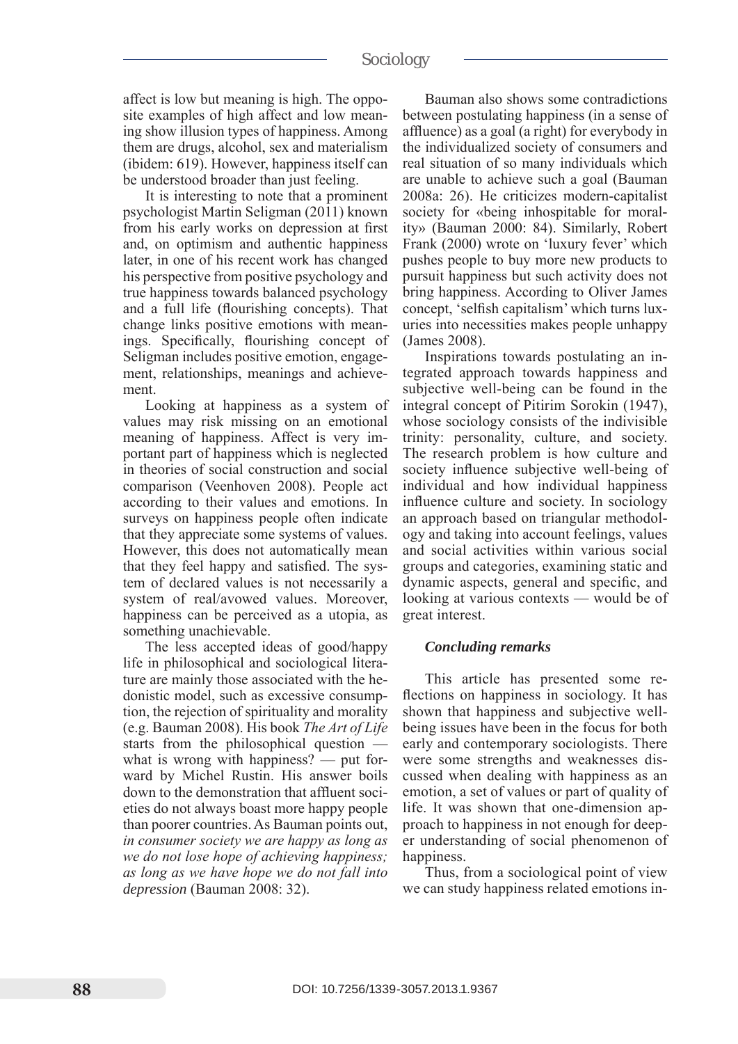affect is low but meaning is high. The opposite examples of high affect and low meaning show illusion types of happiness. Among them are drugs, alcohol, sex and materialism (ibidem: 619). However, happiness itself can be understood broader than just feeling.

It is interesting to note that a prominent psychologist Martin Seligman (2011) known from his early works on depression at first and, on optimism and authentic happiness later, in one of his recent work has changed his perspective from positive psychology and true happiness towards balanced psychology and a full life (flourishing concepts). That change links positive emotions with meanings. Specifically, flourishing concept of Seligman includes positive emotion, engagement, relationships, meanings and achievement.

Looking at happiness as a system of values may risk missing on an emotional meaning of happiness. Affect is very important part of happiness which is neglected in theories of social construction and social comparison (Veenhoven 2008). People act according to their values and emotions. In surveys on happiness people often indicate that they appreciate some systems of values. However, this does not automatically mean that they feel happy and satisfied. The system of declared values is not necessarily a system of real/avowed values. Moreover, happiness can be perceived as a utopia, as something unachievable.

The less accepted ideas of good/happy life in philosophical and sociological literature are mainly those associated with the hedonistic model, such as excessive consumption, the rejection of spirituality and morality (e.g. Bauman 2008). His book *The Art of Life* starts from the philosophical question — what is wrong with happiness? — put forward by Michel Rustin. His answer boils down to the demonstration that affluent societies do not always boast more happy people than poorer countries. As Bauman points out, *in consumer society we are happy as long as we do not lose hope of achieving happiness; as long as we have hope we do not fall into depression* (Bauman 2008: 32).

Bauman also shows some contradictions between postulating happiness (in a sense of affluence) as a goal (a right) for everybody in the individualized society of consumers and real situation of so many individuals which are unable to achieve such a goal (Bauman 2008a: 26). He criticizes modern-capitalist society for «being inhospitable for morality» (Bauman 2000: 84). Similarly, Robert Frank (2000) wrote on 'luxury fever' which pushes people to buy more new products to pursuit happiness but such activity does not bring happiness. According to Oliver James concept, 'selfish capitalism' which turns luxuries into necessities makes people unhappy (James 2008).

Inspirations towards postulating an integrated approach towards happiness and subjective well-being can be found in the integral concept of Pitirim Sorokin (1947), whose sociology consists of the indivisible trinity: personality, culture, and society. The research problem is how culture and society influence subjective well-being of individual and how individual happiness influence culture and society. In sociology an approach based on triangular methodology and taking into account feelings, values and social activities within various social groups and categories, examining static and dynamic aspects, general and specific, and looking at various contexts — would be of great interest.

### *Concluding remarks*

This article has presented some reflections on happiness in sociology. It has shown that happiness and subjective well-being issues have been in the focus for both early and contemporary sociologists. There were some strengths and weaknesses discussed when dealing with happiness as an emotion, a set of values or part of quality of life. It was shown that one-dimension approach to happiness in not enough for deeper understanding of social phenomenon of happiness.

Thus, from a sociological point of view we can study happiness related emotions in-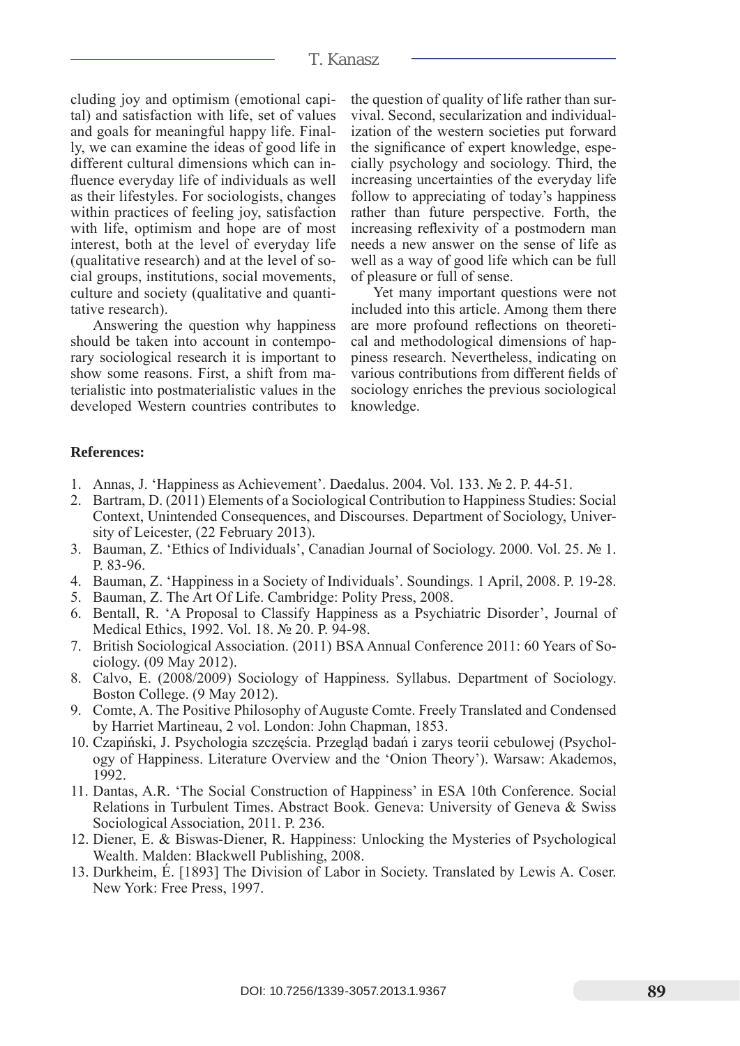cluding joy and optimism (emotional capital) and satisfaction with life, set of values and goals for meaningful happy life. Finally, we can examine the ideas of good life in different cultural dimensions which can influence everyday life of individuals as well as their lifestyles. For sociologists, changes within practices of feeling joy, satisfaction with life, optimism and hope are of most interest, both at the level of everyday life (qualitative research) and at the level of social groups, institutions, social movements, culture and society (qualitative and quantitative research).

Answering the question why happiness should be taken into account in contemporary sociological research it is important to show some reasons. First, a shift from materialistic into postmaterialistic values in the developed Western countries contributes to the question of quality of life rather than survival. Second, secularization and individualization of the western societies put forward the significance of expert knowledge, especially psychology and sociology. Third, the increasing uncertainties of the everyday life follow to appreciating of today's happiness rather than future perspective. Forth, the increasing reflexivity of a postmodern man needs a new answer on the sense of life as well as a way of good life which can be full of pleasure or full of sense.

Yet many important questions were not included into this article. Among them there are more profound reflections on theoretical and methodological dimensions of happiness research. Nevertheless, indicating on various contributions from different fields of sociology enriches the previous sociological knowledge.

**References:**

1. Annas, J. 'Happiness as Achievement'. Daedalus. 2004. Vol. 133. № 2. P. 44-51.
2. Bartram, D. (2011) Elements of a Sociological Contribution to Happiness Studies: Social Context, Unintended Consequences, and Discourses. Department of Sociology, University of Leicester, (22 February 2013).
3. Bauman, Z. 'Ethics of Individuals', Canadian Journal of Sociology. 2000. Vol. 25. № 1. P. 83-96.
4. Bauman, Z. 'Happiness in a Society of Individuals'. Soundings. 1 April, 2008. P. 19-28.
5. Bauman, Z. The Art Of Life. Cambridge: Polity Press, 2008.
6. Bentall, R. 'A Proposal to Classify Happiness as a Psychiatric Disorder', Journal of Medical Ethics, 1992. Vol. 18. № 20. P. 94-98.
7. British Sociological Association. (2011) BSA Annual Conference 2011: 60 Years of Sociology. (09 May 2012).
8. Calvo, E. (2008/2009) Sociology of Happiness. Syllabus. Department of Sociology. Boston College. (9 May 2012).
9. Comte, A. The Positive Philosophy of Auguste Comte. Freely Translated and Condensed by Harriet Martineau, 2 vol. London: John Chapman, 1853.
10. Czapiński, J. Psychologia szczęścia. Przegląd badań i zarys teorii cebulowej (Psychology of Happiness. Literature Overview and the 'Onion Theory'). Warsaw: Akademos, 1992.
11. Dantas, A.R. 'The Social Construction of Happiness' in ESA 10th Conference. Social Relations in Turbulent Times. Abstract Book. Geneva: University of Geneva & Swiss Sociological Association, 2011. P. 236.
12. Diener, E. & Biswas-Diener, R. Happiness: Unlocking the Mysteries of Psychological Wealth. Malden: Blackwell Publishing, 2008.
13. Durkheim, É. [1893] The Division of Labor in Society. Translated by Lewis A. Coser. New York: Free Press, 1997.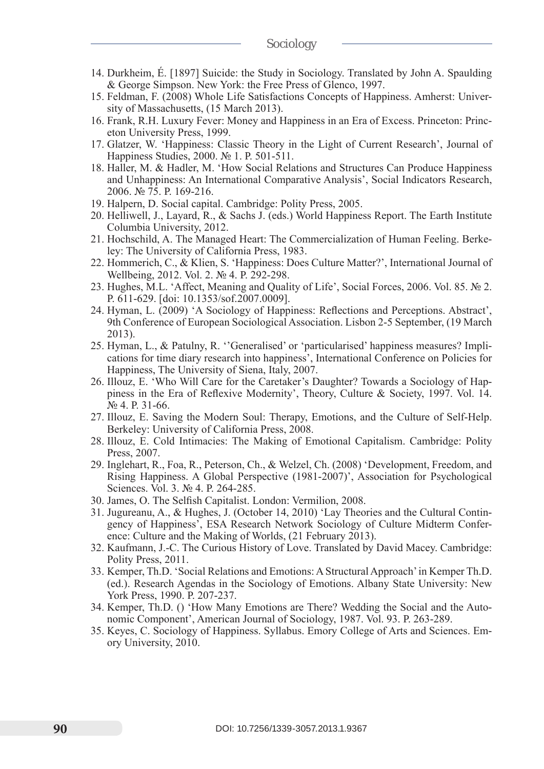14. Durkheim, É. [1897] Suicide: the Study in Sociology. Translated by John A. Spaulding & George Simpson. New York: the Free Press of Glenco, 1997.
15. Feldman, F. (2008) Whole Life Satisfactions Concepts of Happiness. Amherst: University of Massachusetts, (15 March 2013).
16. Frank, R.H. Luxury Fever: Money and Happiness in an Era of Excess. Princeton: Princeton University Press, 1999.
17. Glatzer, W. 'Happiness: Classic Theory in the Light of Current Research', Journal of Happiness Studies, 2000. № 1. P. 501-511.
18. Haller, M. & Hadler, M. 'How Social Relations and Structures Can Produce Happiness and Unhappiness: An International Comparative Analysis', Social Indicators Research, 2006. № 75. P. 169-216.
19. Halpern, D. Social capital. Cambridge: Polity Press, 2005.
20. Helliwell, J., Layard, R., & Sachs J. (eds.) World Happiness Report. The Earth Institute Columbia University, 2012.
21. Hochschild, A. The Managed Heart: The Commercialization of Human Feeling. Berkeley: The University of California Press, 1983.
22. Hommerich, C., & Klien, S. 'Happiness: Does Culture Matter?', International Journal of Wellbeing, 2012. Vol. 2. № 4. P. 292-298.
23. Hughes, M.L. 'Affect, Meaning and Quality of Life', Social Forces, 2006. Vol. 85. № 2. P. 611-629. [doi: 10.1353/sof.2007.0009].
24. Hyman, L. (2009) 'A Sociology of Happiness: Reflections and Perceptions. Abstract', 9th Conference of European Sociological Association. Lisbon 2-5 September, (19 March 2013).
25. Hyman, L., & Patulny, R. ''Generalised' or 'particularised' happiness measures? Implications for time diary research into happiness', International Conference on Policies for Happiness, The University of Siena, Italy, 2007.
26. Illouz, E. 'Who Will Care for the Caretaker's Daughter? Towards a Sociology of Happiness in the Era of Reflexive Modernity', Theory, Culture & Society, 1997. Vol. 14. № 4. P. 31-66.
27. Illouz, E. Saving the Modern Soul: Therapy, Emotions, and the Culture of Self-Help. Berkeley: University of California Press, 2008.
28. Illouz, E. Cold Intimacies: The Making of Emotional Capitalism. Cambridge: Polity Press, 2007.
29. Inglehart, R., Foa, R., Peterson, Ch., & Welzel, Ch. (2008) 'Development, Freedom, and Rising Happiness. A Global Perspective (1981-2007)', Association for Psychological Sciences. Vol. 3. № 4. P. 264-285.
30. James, O. The Selfish Capitalist. London: Vermilion, 2008.
31. Jugureanu, A., & Hughes, J. (October 14, 2010) 'Lay Theories and the Cultural Contingency of Happiness', ESA Research Network Sociology of Culture Midterm Conference: Culture and the Making of Worlds, (21 February 2013).
32. Kaufmann, J.-C. The Curious History of Love. Translated by David Macey. Cambridge: Polity Press, 2011.
33. Kemper, Th.D. 'Social Relations and Emotions: A Structural Approach' in Kemper Th.D. (ed.). Research Agendas in the Sociology of Emotions. Albany State University: New York Press, 1990. P. 207-237.
34. Kemper, Th.D. () 'How Many Emotions are There? Wedding the Social and the Autonomic Component', American Journal of Sociology, 1987. Vol. 93. P. 263-289.
35. Keyes, C. Sociology of Happiness. Syllabus. Emory College of Arts and Sciences. Emory University, 2010.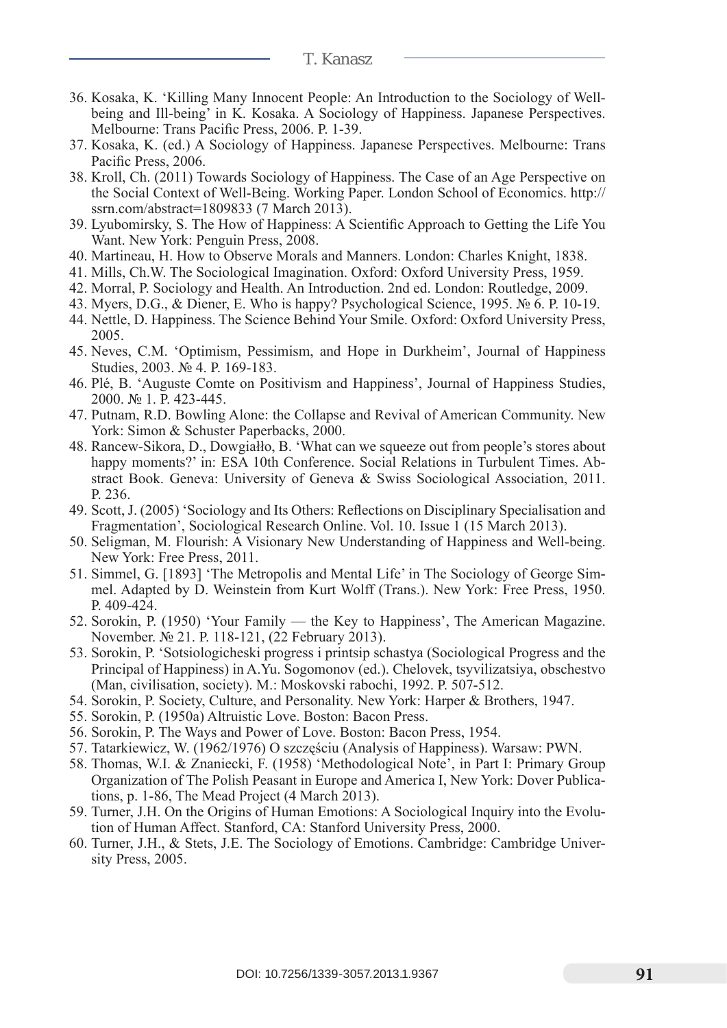36. Kosaka, K. 'Killing Many Innocent People: An Introduction to the Sociology of Well-being and Ill-being' in K. Kosaka. A Sociology of Happiness. Japanese Perspectives. Melbourne: Trans Pacific Press, 2006. P. 1-39.
37. Kosaka, K. (ed.) A Sociology of Happiness. Japanese Perspectives. Melbourne: Trans Pacific Press, 2006.
38. Kroll, Ch. (2011) Towards Sociology of Happiness. The Case of an Age Perspective on the Social Context of Well-Being. Working Paper. London School of Economics. http://ssrn.com/abstract=1809833 (7 March 2013).
39. Lyubomirsky, S. The How of Happiness: A Scientific Approach to Getting the Life You Want. New York: Penguin Press, 2008.
40. Martineau, H. How to Observe Morals and Manners. London: Charles Knight, 1838.
41. Mills, Ch.W. The Sociological Imagination. Oxford: Oxford University Press, 1959.
42. Morral, P. Sociology and Health. An Introduction. 2nd ed. London: Routledge, 2009.
43. Myers, D.G., & Diener, E. Who is happy? Psychological Science, 1995. № 6. P. 10-19.
44. Nettle, D. Happiness. The Science Behind Your Smile. Oxford: Oxford University Press, 2005.
45. Neves, C.M. 'Optimism, Pessimism, and Hope in Durkheim', Journal of Happiness Studies, 2003. № 4. P. 169-183.
46. Plé, B. 'Auguste Comte on Positivism and Happiness', Journal of Happiness Studies, 2000. № 1. P. 423-445.
47. Putnam, R.D. Bowling Alone: the Collapse and Revival of American Community. New York: Simon & Schuster Paperbacks, 2000.
48. Rancew-Sikora, D., Dowgiałło, B. 'What can we squeeze out from people's stores about happy moments?' in: ESA 10th Conference. Social Relations in Turbulent Times. Abstract Book. Geneva: University of Geneva & Swiss Sociological Association, 2011. P. 236.
49. Scott, J. (2005) 'Sociology and Its Others: Reflections on Disciplinary Specialisation and Fragmentation', Sociological Research Online. Vol. 10. Issue 1 (15 March 2013).
50. Seligman, M. Flourish: A Visionary New Understanding of Happiness and Well-being. New York: Free Press, 2011.
51. Simmel, G. [1893] 'The Metropolis and Mental Life' in The Sociology of George Simmel. Adapted by D. Weinstein from Kurt Wolff (Trans.). New York: Free Press, 1950. P. 409-424.
52. Sorokin, P. (1950) 'Your Family — the Key to Happiness', The American Magazine. November. № 21. P. 118-121, (22 February 2013).
53. Sorokin, P. 'Sotsiologicheski progress i printsip schastya (Sociological Progress and the Principal of Happiness) in A.Yu. Sogomonov (ed.). Chelovek, tsyvilizatsiya, obschestvo (Man, civilisation, society). M.: Moskovski rabochi, 1992. P. 507-512.
54. Sorokin, P. Society, Culture, and Personality. New York: Harper & Brothers, 1947.
55. Sorokin, P. (1950a) Altruistic Love. Boston: Bacon Press.
56. Sorokin, P. The Ways and Power of Love. Boston: Bacon Press, 1954.
57. Tatarkiewicz, W. (1962/1976) O szczęściu (Analysis of Happiness). Warsaw: PWN.
58. Thomas, W.I. & Znaniecki, F. (1958) 'Methodological Note', in Part I: Primary Group Organization of The Polish Peasant in Europe and America I, New York: Dover Publications, p. 1-86, The Mead Project (4 March 2013).
59. Turner, J.H. On the Origins of Human Emotions: A Sociological Inquiry into the Evolution of Human Affect. Stanford, CA: Stanford University Press, 2000.
60. Turner, J.H., & Stets, J.E. The Sociology of Emotions. Cambridge: Cambridge University Press, 2005.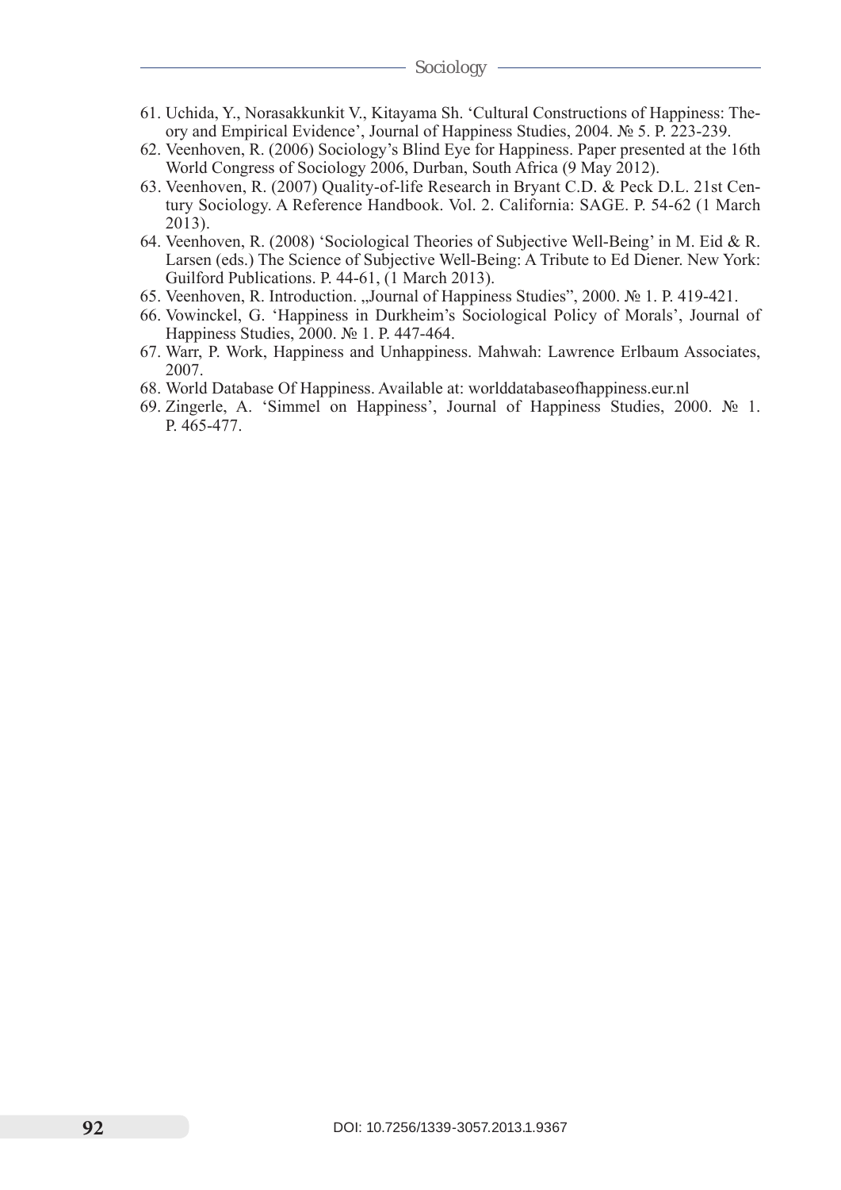61. Uchida, Y., Norasakkunkit V., Kitayama Sh. 'Cultural Constructions of Happiness: Theory and Empirical Evidence', Journal of Happiness Studies, 2004. № 5. P. 223-239.
62. Veenhoven, R. (2006) Sociology's Blind Eye for Happiness. Paper presented at the 16th World Congress of Sociology 2006, Durban, South Africa (9 May 2012).
63. Veenhoven, R. (2007) Quality-of-life Research in Bryant C.D. & Peck D.L. 21st Century Sociology. A Reference Handbook. Vol. 2. California: SAGE. P. 54-62 (1 March 2013).
64. Veenhoven, R. (2008) 'Sociological Theories of Subjective Well-Being' in M. Eid & R. Larsen (eds.) The Science of Subjective Well-Being: A Tribute to Ed Diener. New York: Guilford Publications. P. 44-61, (1 March 2013).
65. Veenhoven, R. Introduction. „Journal of Happiness Studies", 2000. № 1. P. 419-421.
66. Vowinckel, G. 'Happiness in Durkheim's Sociological Policy of Morals', Journal of Happiness Studies, 2000. № 1. P. 447-464.
67. Warr, P. Work, Happiness and Unhappiness. Mahwah: Lawrence Erlbaum Associates, 2007.
68. World Database Of Happiness. Available at: worlddatabaseofhappiness.eur.nl
69. Zingerle, A. 'Simmel on Happiness', Journal of Happiness Studies, 2000. № 1. P. 465-477.